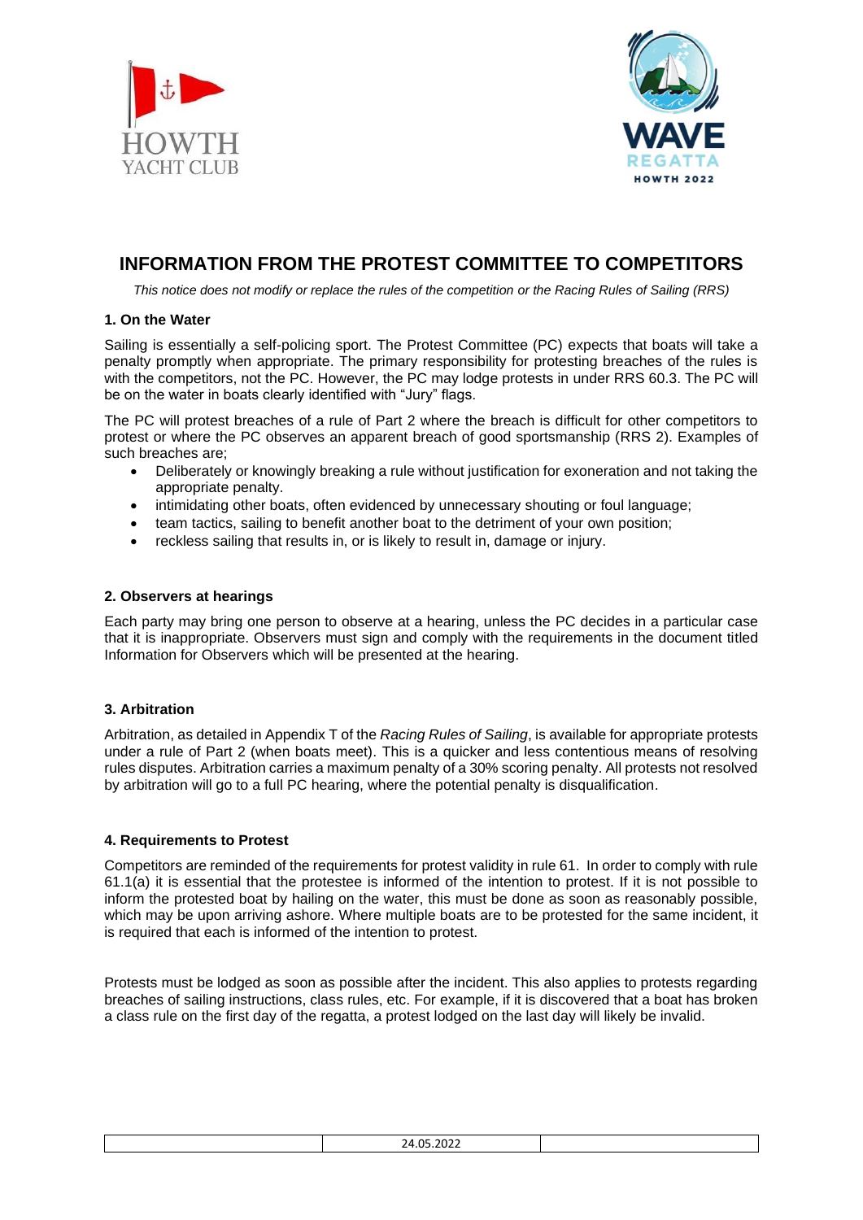# INFORMATION FROM THE PROTEST COMMITTEE TO COMPETITORS

*This notice does not modify or replace the rules of the competition or the Racing Rules of Sailing (RRS)*

### 1. On the Water

Sailing is essentially a self-policing sport. The Protest Committee (PC) expects that boats will take a penalty promptly when appropriate. The primary responsibility for protesting breaches of the rules is with the competitors, not the PC. However, the PC may lodge protests in under RRS 60.3. The PC will be on the water in boats clearly identified with "Jury" flags.

The PC will protest breaches of a rule of Part 2 where the breach is difficult for other competitors to protest or where the PC observes an apparent breach of good sportsmanship (RRS 2). Examples of such breaches are;

- Deliberately or knowingly breaking a rule without justification for exoneration and not taking the appropriate penalty.
- intimidating other boats, often evidenced by unnecessary shouting or foul language;
- team tactics, sailing to benefit another boat to the detriment of your own position;
- reckless sailing that results in, or is likely to result in, damage or injury.

### 2. Observers at hearings

Each party may bring one person to observe at a hearing, unless the PC decides in a particular case that it is inappropriate. Observers must sign and comply with the requirements in the document titled Information for Observers which will be presented at the hearing.

### 3. Arbitration

Arbitration, as detailed in Appendix T of the *Racing Rules of Sailing*, is available for appropriate protests under a rule of Part 2 (when boats meet). This is a quicker and less contentious means of resolving rules disputes. Arbitration carries a maximum penalty of a 30% scoring penalty. All protests not resolved by arbitration will go to a full PC hearing, where the potential penalty is disqualification.

### 4. Requirements to Protest

Competitors are reminded of the requirements for protest validity in rule 61. In order to comply with rule 61.1(a) it is essential that the protestee is informed of the intention to protest. If it is not possible to inform the protested boat by hailing on the water, this must be done as soon as reasonably possible, which may be upon arriving ashore. Where multiple boats are to be protested for the same incident, it is required that each is informed of the intention to protest.

Protests must be lodged as soon as possible after the incident. This also applies to protests regarding breaches of sailing instructions, class rules, etc. For example, if it is discovered that a boat has broken a class rule on the first day of the regatta, a protest lodged on the last day will likely be invalid.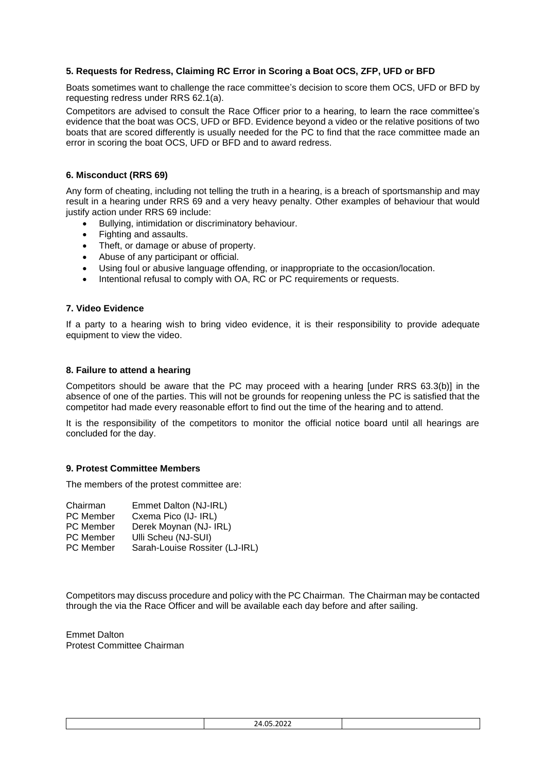### 5. Requests for Redress, Claiming RC Error in Scoring a Boat OCS, ZFP, UFD or BFD

Boats sometimes want to challenge the race committee's decision to score them OCS, UFD or BFD by requesting redress under RRS 62.1(a).

Competitors are advised to consult the Race Officer prior to a hearing, to learn the race committee's evidence that the boat was OCS, UFD or BFD. Evidence beyond a video or the relative positions of two boats that are scored differently is usually needed for the PC to find that the race committee made an error in scoring the boat OCS, UFD or BFD and to award redress.

### 6. Misconduct (RRS 69)

Any form of cheating, including not telling the truth in a hearing, is a breach of sportsmanship and may result in a hearing under RRS 69 and a very heavy penalty. Other examples of behaviour that would justify action under RRS 69 include:

- Bullying, intimidation or discriminatory behaviour.
- Fighting and assaults.
- Theft, or damage or abuse of property.
- Abuse of any participant or official.
- Using foul or abusive language offending, or inappropriate to the occasion/location.
- Intentional refusal to comply with OA, RC or PC requirements or requests.

### 7. Video Evidence

If a party to a hearing wish to bring video evidence, it is their responsibility to provide adequate equipment to view the video.

### 8. Failure to attend a hearing

Competitors should be aware that the PC may proceed with a hearing [under RRS 63.3(b)] in the absence of one of the parties. This will not be grounds for reopening unless the PC is satisfied that the competitor had made every reasonable effort to find out the time of the hearing and to attend.

It is the responsibility of the competitors to monitor the official notice board until all hearings are concluded for the day.

### 9. Protest Committee Members

The members of the protest committee are:

| | |
|---|---|
| Chairman | Emmet Dalton (NJ-IRL) |
| PC Member | Cxema Pico (IJ- IRL) |
| PC Member | Derek Moynan (NJ- IRL) |
| PC Member | Ulli Scheu (NJ-SUI) |
| PC Member | Sarah-Louise Rossiter (LJ-IRL) |

Competitors may discuss procedure and policy with the PC Chairman. The Chairman may be contacted through the via the Race Officer and will be available each day before and after sailing.

Emmet Dalton
Protest Committee Chairman

24.05.2022